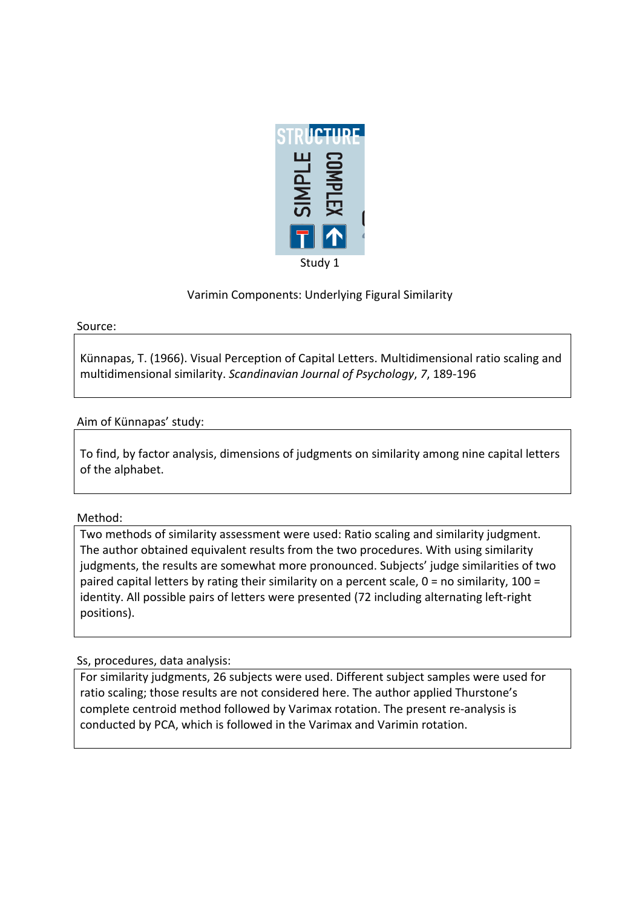Study 1

Varimin Components: Underlying Figural Similarity

Source:

Künnapas, T. (1966). Visual Perception of Capital Letters. Multidimensional ratio scaling and multidimensional similarity. *Scandinavian Journal of Psychology*, *7*, 189-196

Aim of Künnapas' study:

To find, by factor analysis, dimensions of judgments on similarity among nine capital letters of the alphabet.

Method:

Two methods of similarity assessment were used: Ratio scaling and similarity judgment. The author obtained equivalent results from the two procedures. With using similarity judgments, the results are somewhat more pronounced. Subjects' judge similarities of two paired capital letters by rating their similarity on a percent scale, 0 = no similarity, 100 = identity. All possible pairs of letters were presented (72 including alternating left-right positions).

Ss, procedures, data analysis:

For similarity judgments, 26 subjects were used. Different subject samples were used for ratio scaling; those results are not considered here. The author applied Thurstone's complete centroid method followed by Varimax rotation. The present re-analysis is conducted by PCA, which is followed in the Varimax and Varimin rotation.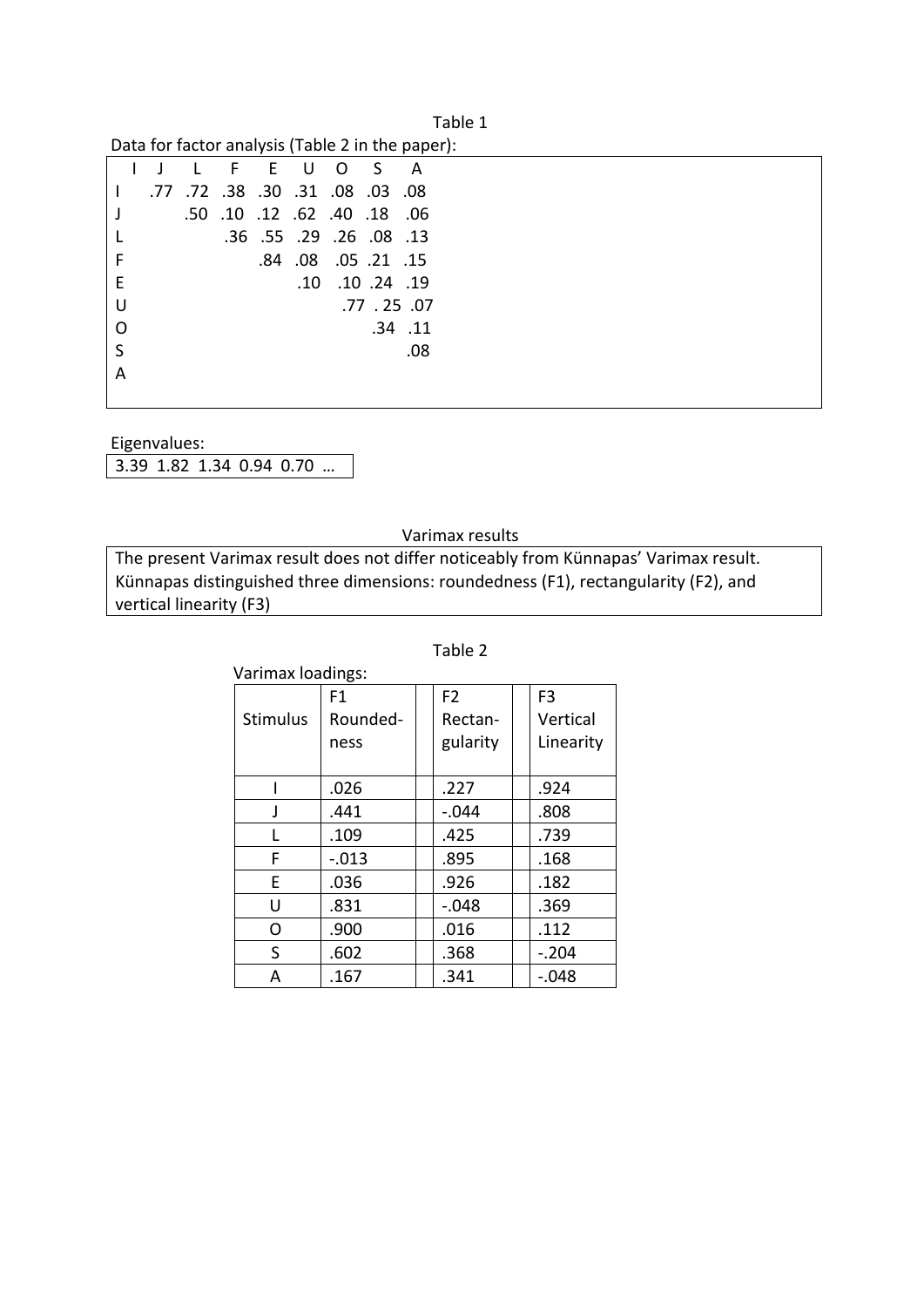Table 1

Data for factor analysis (Table 2 in the paper):

| | I | J | L | F | E | U | O | S | A |
|---|---|---|---|---|---|---|---|---|---|
| I | | .77 | .72 | .38 | .30 | .31 | .08 | .03 | .08 |
| J | | | .50 | .10 | .12 | .62 | .40 | .18 | .06 |
| L | | | | .36 | .55 | .29 | .26 | .08 | .13 |
| F | | | | | .84 | .08 | .05 | .21 | .15 |
| E | | | | | | .10 | .10 | .24 | .19 |
| U | | | | | | | .77 | . 25 | .07 |
| O | | | | | | | | .34 | .11 |
| S | | | | | | | | | .08 |
| A | | | | | | | | | |

Eigenvalues:

3.39 1.82 1.34 0.94 0.70 …

Varimax results

The present Varimax result does not differ noticeably from Künnapas' Varimax result. Künnapas distinguished three dimensions: roundedness (F1), rectangularity (F2), and vertical linearity (F3)

Table 2

Varimax loadings:

| Stimulus | F1 Roundedness | F2 Rectangularity | F3 Vertical Linearity |
|---|---|---|---|
| I | .026 | .227 | .924 |
| J | .441 | -.044 | .808 |
| L | .109 | .425 | .739 |
| F | -.013 | .895 | .168 |
| E | .036 | .926 | .182 |
| U | .831 | -.048 | .369 |
| O | .900 | .016 | .112 |
| S | .602 | .368 | -.204 |
| A | .167 | .341 | -.048 |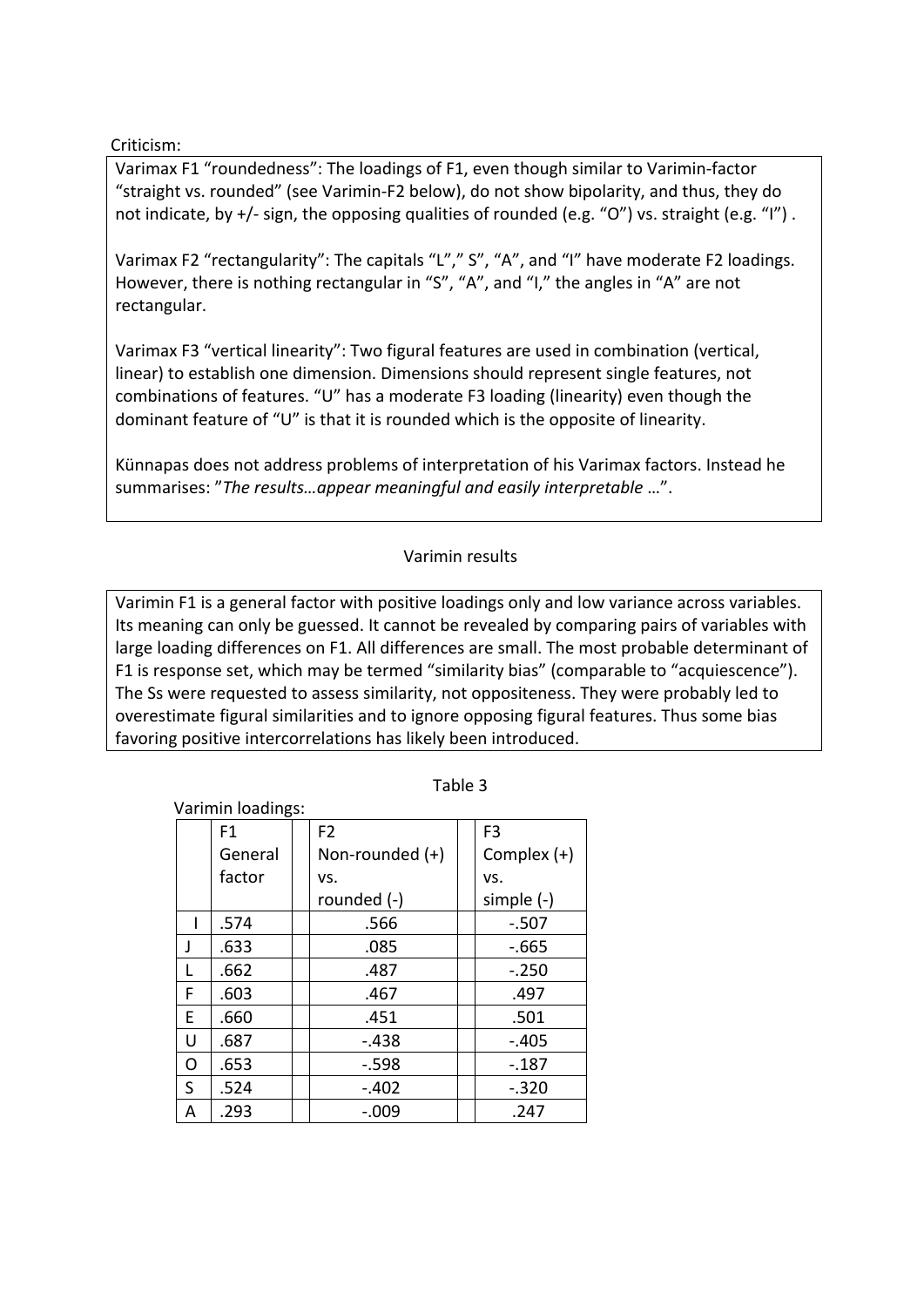Criticism:

Varimax F1 "roundedness": The loadings of F1, even though similar to Varimin-factor "straight vs. rounded" (see Varimin-F2 below), do not show bipolarity, and thus, they do not indicate, by +/- sign, the opposing qualities of rounded (e.g. "O") vs. straight (e.g. "I") .

Varimax F2 "rectangularity": The capitals "L"," S", "A", and "I" have moderate F2 loadings. However, there is nothing rectangular in "S", "A", and "I," the angles in "A" are not rectangular.

Varimax F3 "vertical linearity": Two figural features are used in combination (vertical, linear) to establish one dimension. Dimensions should represent single features, not combinations of features. "U" has a moderate F3 loading (linearity) even though the dominant feature of "U" is that it is rounded which is the opposite of linearity.

Künnapas does not address problems of interpretation of his Varimax factors. Instead he summarises: "*The results…appear meaningful and easily interpretable* …".

## Varimin results

Varimin F1 is a general factor with positive loadings only and low variance across variables. Its meaning can only be guessed. It cannot be revealed by comparing pairs of variables with large loading differences on F1. All differences are small. The most probable determinant of F1 is response set, which may be termed "similarity bias" (comparable to "acquiescence"). The Ss were requested to assess similarity, not oppositeness. They were probably led to overestimate figural similarities and to ignore opposing figural features. Thus some bias favoring positive intercorrelations has likely been introduced.

Table 3

Varimin loadings:

| | F1 General factor | F2 Non-rounded (+) vs. rounded (-) | F3 Complex (+) vs. simple (-) |
|---|---|---|---|
| I | .574 | .566 | -.507 |
| J | .633 | .085 | -.665 |
| L | .662 | .487 | -.250 |
| F | .603 | .467 | .497 |
| E | .660 | .451 | .501 |
| U | .687 | -.438 | -.405 |
| O | .653 | -.598 | -.187 |
| S | .524 | -.402 | -.320 |
| A | .293 | -.009 | .247 |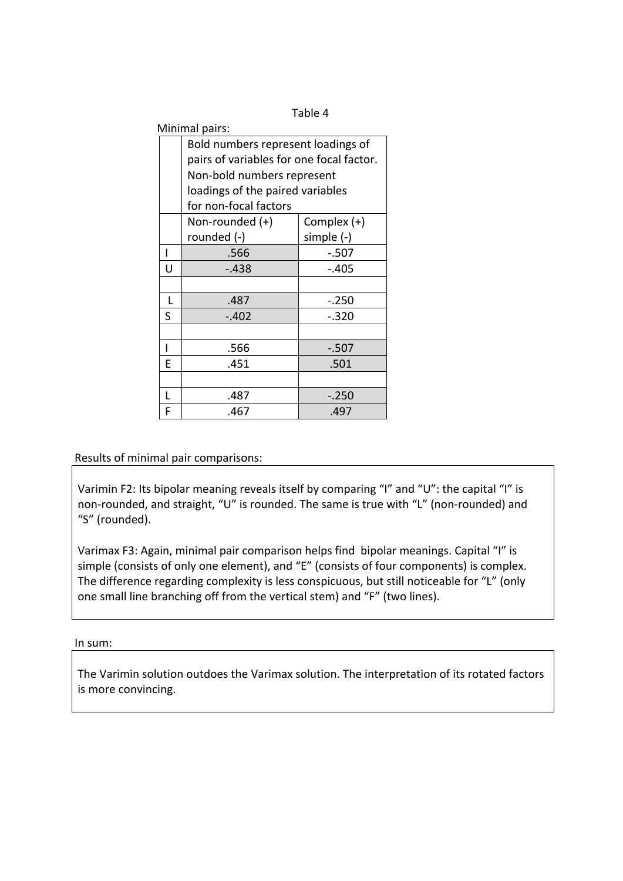Table 4

Minimal pairs:

| | | |
|---|---|---|
| | Bold numbers represent loadings of pairs of variables for one focal factor. Non-bold numbers represent loadings of the paired variables for non-focal factors | |
| | Non-rounded (+) rounded (-) | Complex (+) simple (-) |
| I | .566 | -.507 |
| U | -.438 | -.405 |
| | | |
| L | .487 | -.250 |
| S | -.402 | -.320 |
| | | |
| I | .566 | -.507 |
| E | .451 | .501 |
| | | |
| L | .487 | -.250 |
| F | .467 | .497 |

Results of minimal pair comparisons:

Varimin F2: Its bipolar meaning reveals itself by comparing "I" and "U": the capital "I" is non-rounded, and straight, "U" is rounded. The same is true with "L" (non-rounded) and "S" (rounded).

Varimax F3: Again, minimal pair comparison helps find bipolar meanings. Capital "I" is simple (consists of only one element), and "E" (consists of four components) is complex. The difference regarding complexity is less conspicuous, but still noticeable for "L" (only one small line branching off from the vertical stem) and "F" (two lines).

In sum:

The Varimin solution outdoes the Varimax solution. The interpretation of its rotated factors is more convincing.